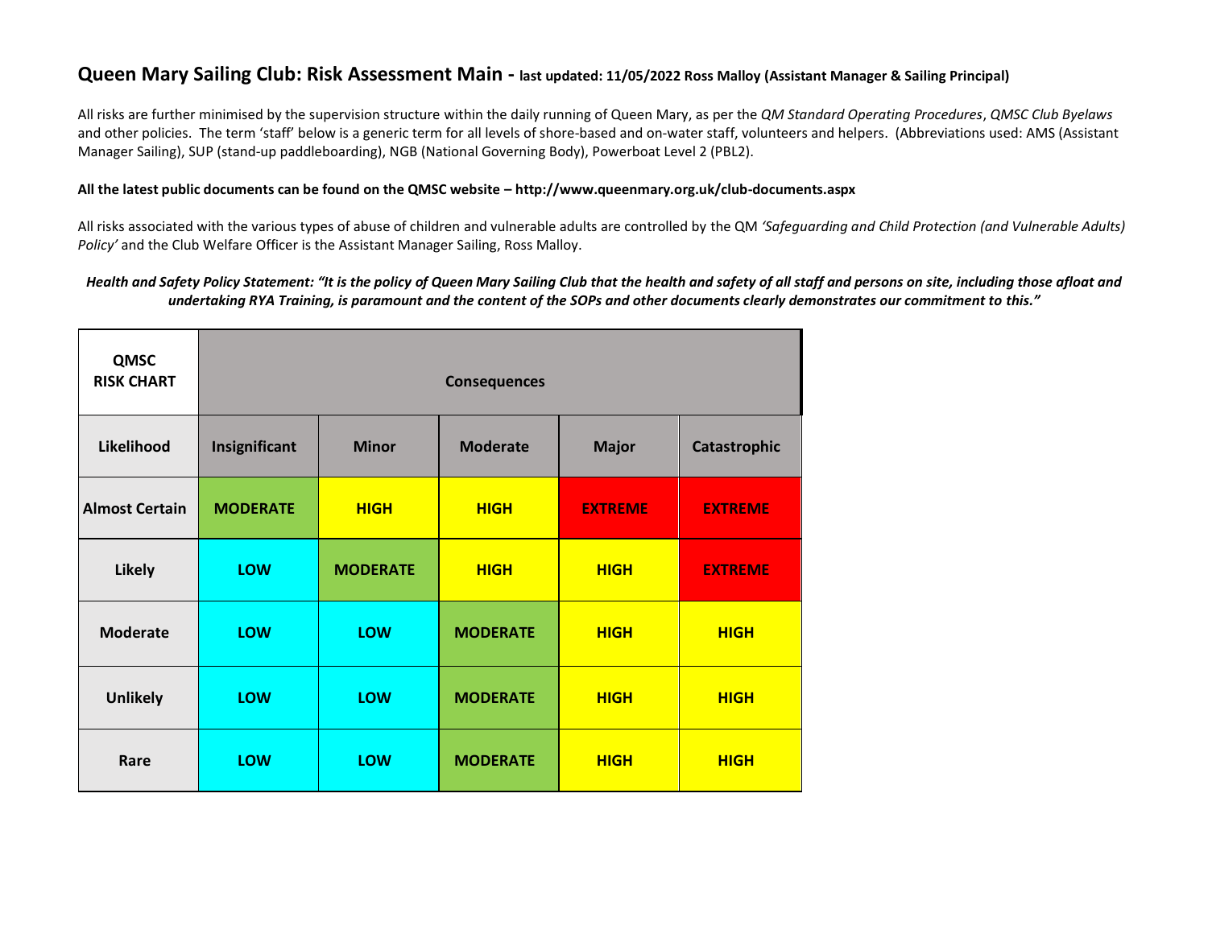# Queen Mary Sailing Club: Risk Assessment Main - last updated: 11/05/2022 Ross Malloy (Assistant Manager & Sailing Principal)

All risks are further minimised by the supervision structure within the daily running of Queen Mary, as per the *QM Standard Operating Procedures*, *QMSC Club Byelaws* and other policies. The term 'staff' below is a generic term for all levels of shore-based and on-water staff, volunteers and helpers. (Abbreviations used: AMS (Assistant Manager Sailing), SUP (stand-up paddleboarding), NGB (National Governing Body), Powerboat Level 2 (PBL2).

**All the latest public documents can be found on the QMSC website – http://www.queenmary.org.uk/club-documents.aspx**

All risks associated with the various types of abuse of children and vulnerable adults are controlled by the QM *'Safeguarding and Child Protection (and Vulnerable Adults) Policy'* and the Club Welfare Officer is the Assistant Manager Sailing, Ross Malloy.

***Health and Safety Policy Statement: "It is the policy of Queen Mary Sailing Club that the health and safety of all staff and persons on site, including those afloat and undertaking RYA Training, is paramount and the content of the SOPs and other documents clearly demonstrates our commitment to this."***

| QMSC RISK CHART | Consequences | | | | |
|---|---|---|---|---|---|
| **Likelihood** | **Insignificant** | **Minor** | **Moderate** | **Major** | **Catastrophic** |
| **Almost Certain** | MODERATE | HIGH | HIGH | EXTREME | EXTREME |
| **Likely** | LOW | MODERATE | HIGH | HIGH | EXTREME |
| **Moderate** | LOW | LOW | MODERATE | HIGH | HIGH |
| **Unlikely** | LOW | LOW | MODERATE | HIGH | HIGH |
| **Rare** | LOW | LOW | MODERATE | HIGH | HIGH |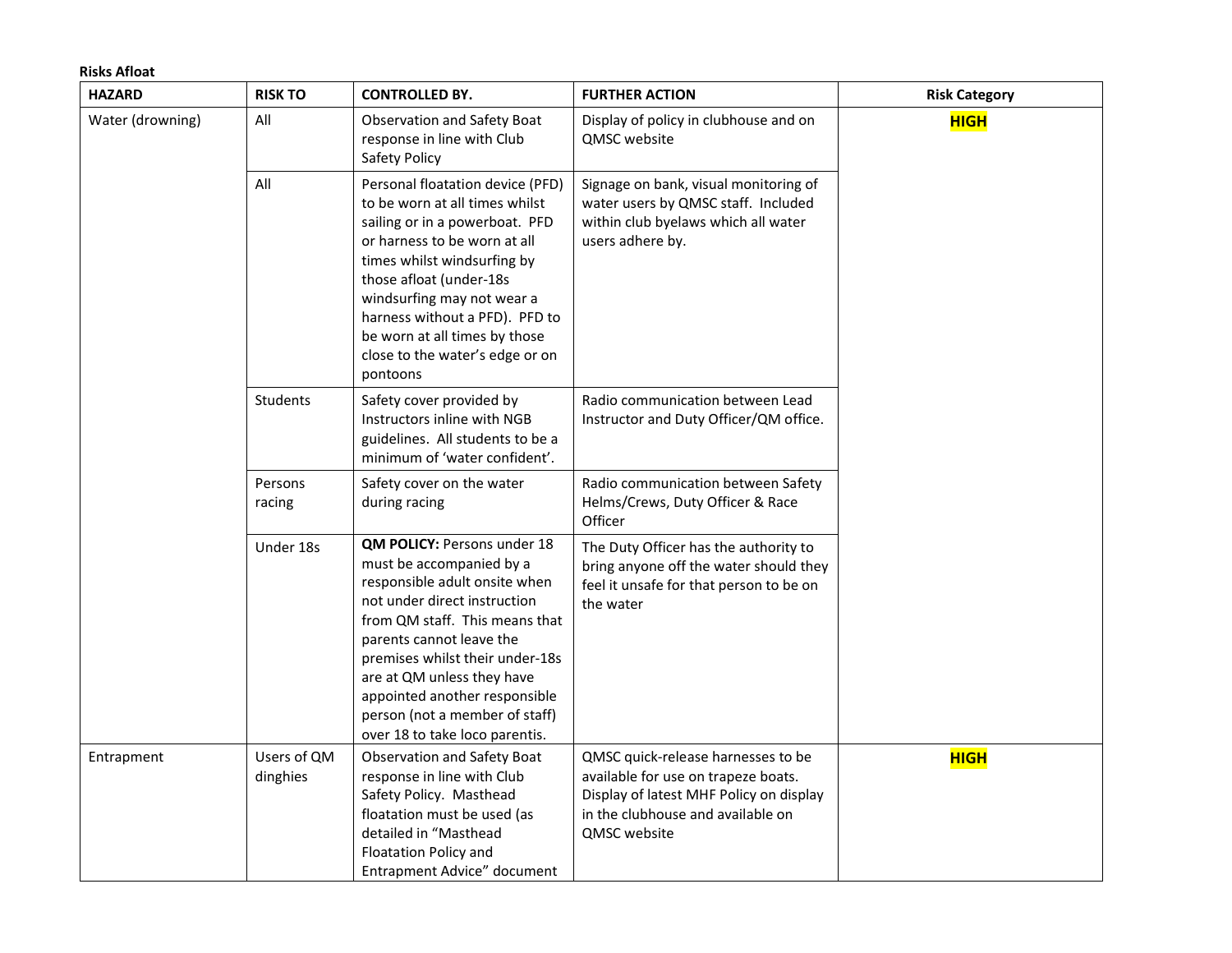**Risks Afloat**

| HAZARD | RISK TO | CONTROLLED BY. | FURTHER ACTION | Risk Category |
|---|---|---|---|---|
| Water (drowning) | All | Observation and Safety Boat response in line with Club Safety Policy | Display of policy in clubhouse and on QMSC website | HIGH |
| | All | Personal floatation device (PFD) to be worn at all times whilst sailing or in a powerboat. PFD or harness to be worn at all times whilst windsurfing by those afloat (under-18s windsurfing may not wear a harness without a PFD). PFD to be worn at all times by those close to the water's edge or on pontoons | Signage on bank, visual monitoring of water users by QMSC staff. Included within club byelaws which all water users adhere by. | |
| | Students | Safety cover provided by Instructors inline with NGB guidelines. All students to be a minimum of 'water confident'. | Radio communication between Lead Instructor and Duty Officer/QM office. | |
| | Persons racing | Safety cover on the water during racing | Radio communication between Safety Helms/Crews, Duty Officer & Race Officer | |
| | Under 18s | **QM POLICY:** Persons under 18 must be accompanied by a responsible adult onsite when not under direct instruction from QM staff. This means that parents cannot leave the premises whilst their under-18s are at QM unless they have appointed another responsible person (not a member of staff) over 18 to take loco parentis. | The Duty Officer has the authority to bring anyone off the water should they feel it unsafe for that person to be on the water | |
| Entrapment | Users of QM dinghies | Observation and Safety Boat response in line with Club Safety Policy. Masthead floatation must be used (as detailed in "Masthead Floatation Policy and Entrapment Advice" document | QMSC quick-release harnesses to be available for use on trapeze boats. Display of latest MHF Policy on display in the clubhouse and available on QMSC website | HIGH |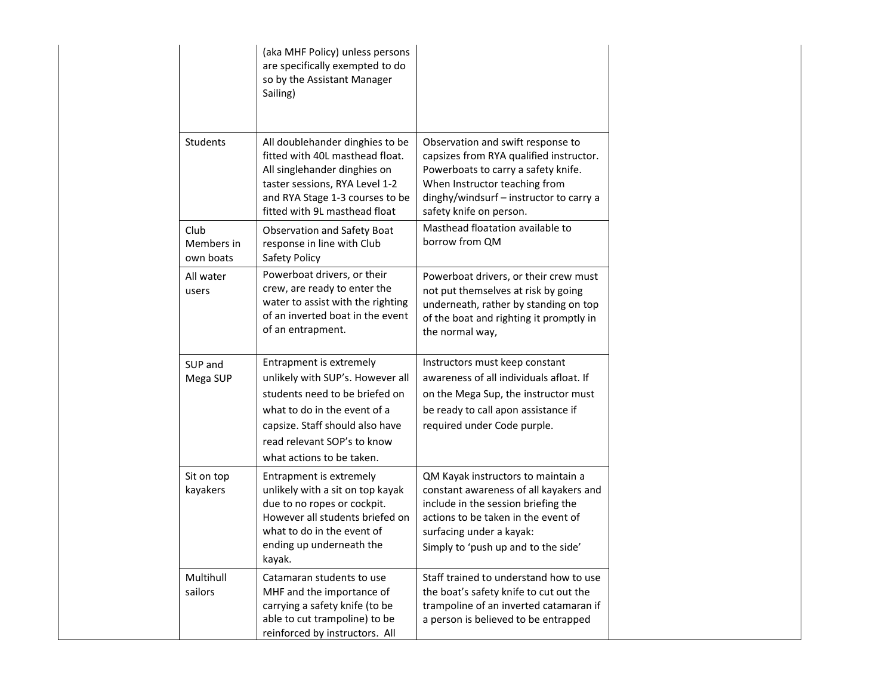| | | | | |
|---|---|---|---|---|
| | | (aka MHF Policy) unless persons are specifically exempted to do so by the Assistant Manager Sailing) | | |
| | Students | All doublehander dinghies to be fitted with 40L masthead float. All singlehander dinghies on taster sessions, RYA Level 1-2 and RYA Stage 1-3 courses to be fitted with 9L masthead float | Observation and swift response to capsizes from RYA qualified instructor. Powerboats to carry a safety knife. When Instructor teaching from dinghy/windsurf – instructor to carry a safety knife on person. | |
| | Club Members in own boats | Observation and Safety Boat response in line with Club Safety Policy | Masthead floatation available to borrow from QM | |
| | All water users | Powerboat drivers, or their crew, are ready to enter the water to assist with the righting of an inverted boat in the event of an entrapment. | Powerboat drivers, or their crew must not put themselves at risk by going underneath, rather by standing on top of the boat and righting it promptly in the normal way, | |
| | SUP and Mega SUP | Entrapment is extremely unlikely with SUP's. However all students need to be briefed on what to do in the event of a capsize. Staff should also have read relevant SOP's to know what actions to be taken. | Instructors must keep constant awareness of all individuals afloat. If on the Mega Sup, the instructor must be ready to call apon assistance if required under Code purple. | |
| | Sit on top kayakers | Entrapment is extremely unlikely with a sit on top kayak due to no ropes or cockpit. However all students briefed on what to do in the event of ending up underneath the kayak. | QM Kayak instructors to maintain a constant awareness of all kayakers and include in the session briefing the actions to be taken in the event of surfacing under a kayak:<br>Simply to 'push up and to the side' | |
| | Multihull sailors | Catamaran students to use MHF and the importance of carrying a safety knife (to be able to cut trampoline) to be reinforced by instructors. All | Staff trained to understand how to use the boat's safety knife to cut out the trampoline of an inverted catamaran if a person is believed to be entrapped | |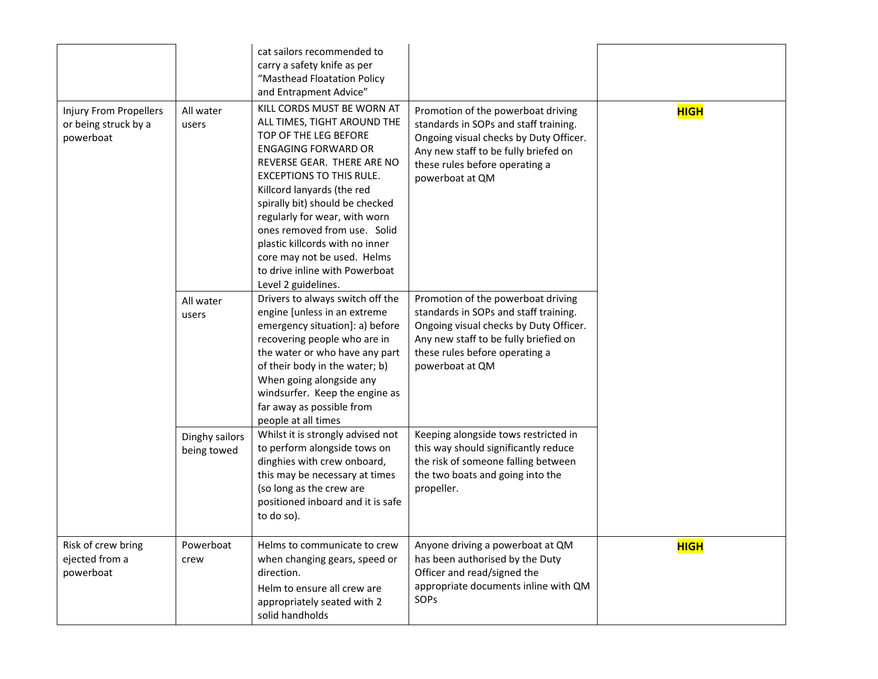| | | | | |
|---|---|---|---|---|
| | | cat sailors recommended to carry a safety knife as per "Masthead Floatation Policy and Entrapment Advice" | | |
| Injury From Propellers or being struck by a powerboat | All water users | KILL CORDS MUST BE WORN AT ALL TIMES, TIGHT AROUND THE TOP OF THE LEG BEFORE ENGAGING FORWARD OR REVERSE GEAR. THERE ARE NO EXCEPTIONS TO THIS RULE. Killcord lanyards (the red spirally bit) should be checked regularly for wear, with worn ones removed from use. Solid plastic killcords with no inner core may not be used. Helms to drive inline with Powerboat Level 2 guidelines. | Promotion of the powerboat driving standards in SOPs and staff training. Ongoing visual checks by Duty Officer. Any new staff to be fully briefed on these rules before operating a powerboat at QM | **HIGH** |
| | All water users | Drivers to always switch off the engine [unless in an extreme emergency situation]: a) before recovering people who are in the water or who have any part of their body in the water; b) When going alongside any windsurfer. Keep the engine as far away as possible from people at all times | Promotion of the powerboat driving standards in SOPs and staff training. Ongoing visual checks by Duty Officer. Any new staff to be fully briefed on these rules before operating a powerboat at QM | |
| | Dinghy sailors being towed | Whilst it is strongly advised not to perform alongside tows on dinghies with crew onboard, this may be necessary at times (so long as the crew are positioned inboard and it is safe to do so). | Keeping alongside tows restricted in this way should significantly reduce the risk of someone falling between the two boats and going into the propeller. | |
| Risk of crew bring ejected from a powerboat | Powerboat crew | Helms to communicate to crew when changing gears, speed or direction.<br>Helm to ensure all crew are appropriately seated with 2 solid handholds | Anyone driving a powerboat at QM has been authorised by the Duty Officer and read/signed the appropriate documents inline with QM SOPs | **HIGH** |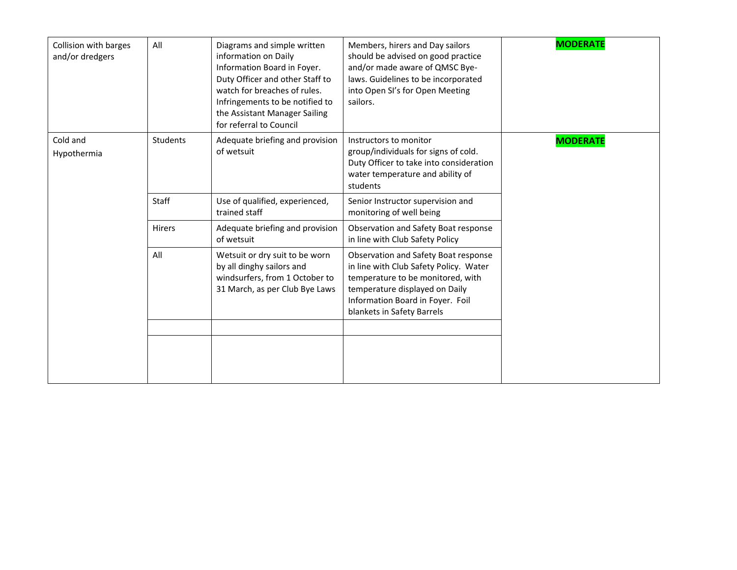| | | | | |
|---|---|---|---|---|
| Collision with barges and/or dredgers | All | Diagrams and simple written information on Daily Information Board in Foyer. Duty Officer and other Staff to watch for breaches of rules. Infringements to be notified to the Assistant Manager Sailing for referral to Council | Members, hirers and Day sailors should be advised on good practice and/or made aware of QMSC Bye-laws. Guidelines to be incorporated into Open SI's for Open Meeting sailors. | **MODERATE** |
| Cold and Hypothermia | Students | Adequate briefing and provision of wetsuit | Instructors to monitor group/individuals for signs of cold. Duty Officer to take into consideration water temperature and ability of students | **MODERATE** |
| | Staff | Use of qualified, experienced, trained staff | Senior Instructor supervision and monitoring of well being | |
| | Hirers | Adequate briefing and provision of wetsuit | Observation and Safety Boat response in line with Club Safety Policy | |
| | All | Wetsuit or dry suit to be worn by all dinghy sailors and windsurfers, from 1 October to 31 March, as per Club Bye Laws | Observation and Safety Boat response in line with Club Safety Policy. Water temperature to be monitored, with temperature displayed on Daily Information Board in Foyer. Foil blankets in Safety Barrels | |
| | | | | |
| | | | | |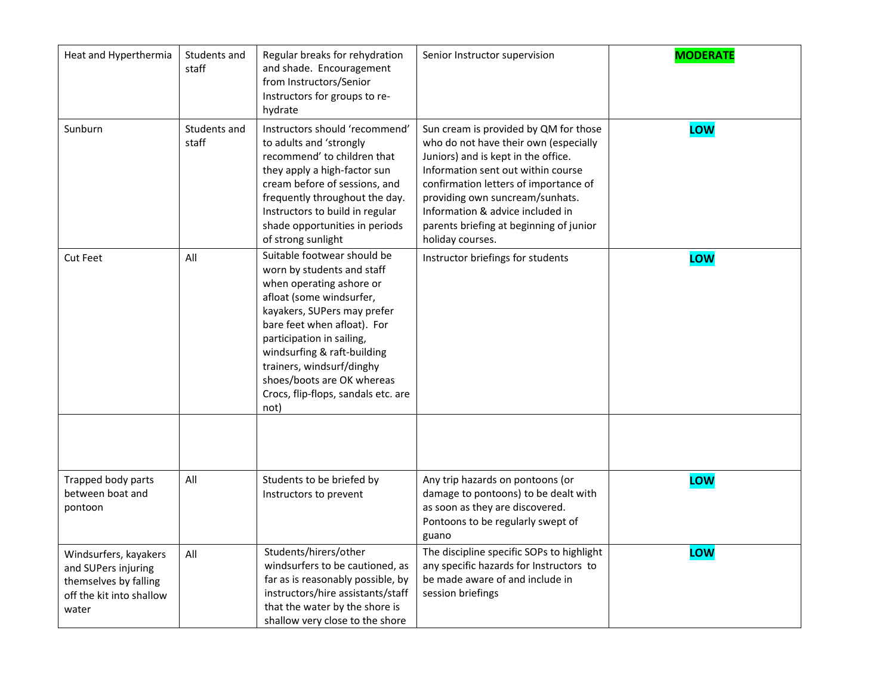| | | | | |
|---|---|---|---|---|
| Heat and Hyperthermia | Students and staff | Regular breaks for rehydration and shade. Encouragement from Instructors/Senior Instructors for groups to re-hydrate | Senior Instructor supervision | **MODERATE** |
| Sunburn | Students and staff | Instructors should 'recommend' to adults and 'strongly recommend' to children that they apply a high-factor sun cream before of sessions, and frequently throughout the day. Instructors to build in regular shade opportunities in periods of strong sunlight | Sun cream is provided by QM for those who do not have their own (especially Juniors) and is kept in the office. Information sent out within course confirmation letters of importance of providing own suncream/sunhats. Information & advice included in parents briefing at beginning of junior holiday courses. | **LOW** |
| Cut Feet | All | Suitable footwear should be worn by students and staff when operating ashore or afloat (some windsurfer, kayakers, SUPers may prefer bare feet when afloat). For participation in sailing, windsurfing & raft-building trainers, windsurf/dinghy shoes/boots are OK whereas Crocs, flip-flops, sandals etc. are not) | Instructor briefings for students | **LOW** |
| | | | | |
| Trapped body parts between boat and pontoon | All | Students to be briefed by Instructors to prevent | Any trip hazards on pontoons (or damage to pontoons) to be dealt with as soon as they are discovered. Pontoons to be regularly swept of guano | **LOW** |
| Windsurfers, kayakers and SUPers injuring themselves by falling off the kit into shallow water | All | Students/hirers/other windsurfers to be cautioned, as far as is reasonably possible, by instructors/hire assistants/staff that the water by the shore is shallow very close to the shore | The discipline specific SOPs to highlight any specific hazards for Instructors to be made aware of and include in session briefings | **LOW** |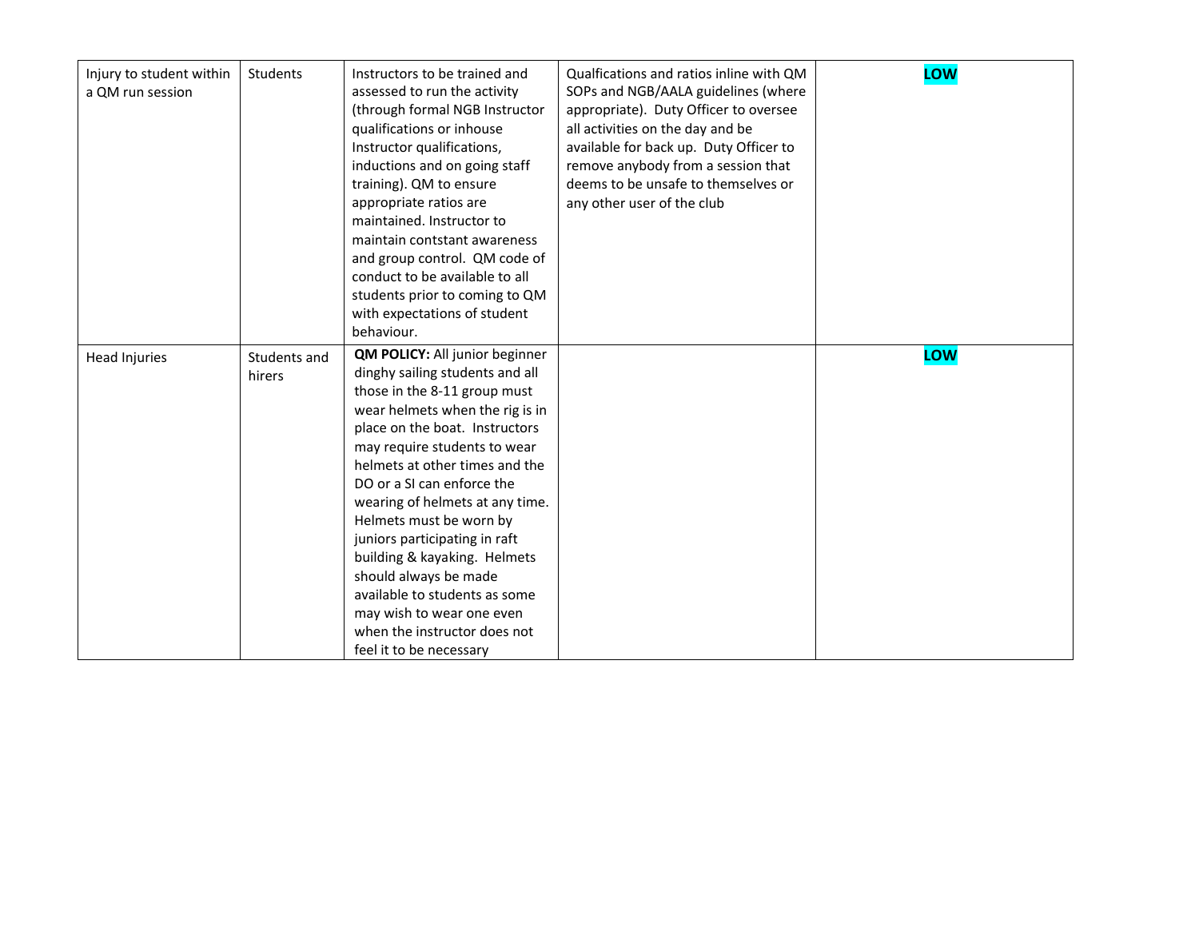| | | | | |
|---|---|---|---|---|
| Injury to student within a QM run session | Students | Instructors to be trained and assessed to run the activity (through formal NGB Instructor qualifications or inhouse Instructor qualifications, inductions and on going staff training). QM to ensure appropriate ratios are maintained. Instructor to maintain contstant awareness and group control. QM code of conduct to be available to all students prior to coming to QM with expectations of student behaviour. | Qualfications and ratios inline with QM SOPs and NGB/AALA guidelines (where appropriate). Duty Officer to oversee all activities on the day and be available for back up. Duty Officer to remove anybody from a session that deems to be unsafe to themselves or any other user of the club | **LOW** |
| Head Injuries | Students and hirers | **QM POLICY:** All junior beginner dinghy sailing students and all those in the 8-11 group must wear helmets when the rig is in place on the boat. Instructors may require students to wear helmets at other times and the DO or a SI can enforce the wearing of helmets at any time. Helmets must be worn by juniors participating in raft building & kayaking. Helmets should always be made available to students as some may wish to wear one even when the instructor does not feel it to be necessary | | **LOW** |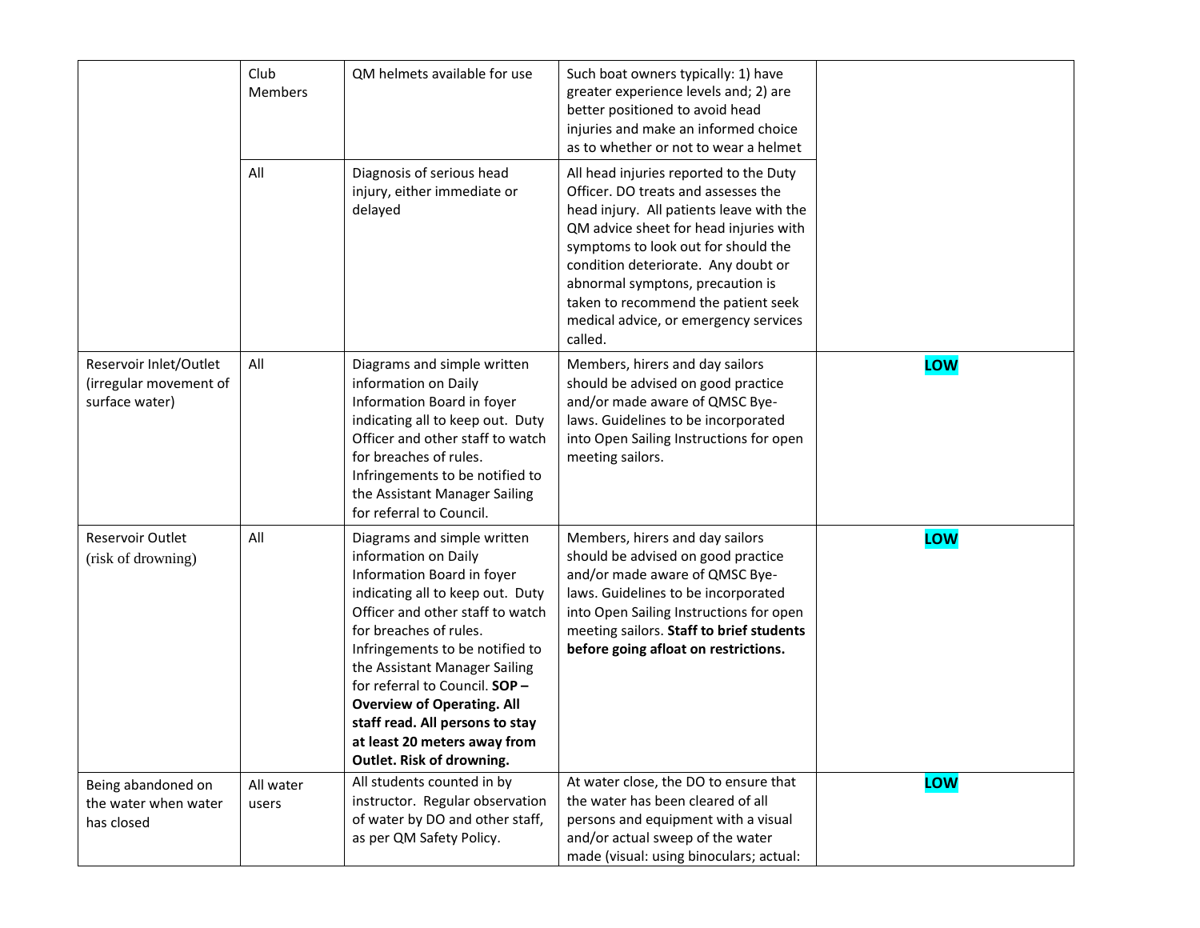| | | | | |
|---|---|---|---|---|
| | Club Members | QM helmets available for use | Such boat owners typically: 1) have greater experience levels and; 2) are better positioned to avoid head injuries and make an informed choice as to whether or not to wear a helmet | |
| | All | Diagnosis of serious head injury, either immediate or delayed | All head injuries reported to the Duty Officer. DO treats and assesses the head injury. All patients leave with the QM advice sheet for head injuries with symptoms to look out for should the condition deteriorate. Any doubt or abnormal symptons, precaution is taken to recommend the patient seek medical advice, or emergency services called. | |
| Reservoir Inlet/Outlet (irregular movement of surface water) | All | Diagrams and simple written information on Daily Information Board in foyer indicating all to keep out. Duty Officer and other staff to watch for breaches of rules. Infringements to be notified to the Assistant Manager Sailing for referral to Council. | Members, hirers and day sailors should be advised on good practice and/or made aware of QMSC Bye-laws. Guidelines to be incorporated into Open Sailing Instructions for open meeting sailors. | **LOW** |
| Reservoir Outlet (risk of drowning) | All | Diagrams and simple written information on Daily Information Board in foyer indicating all to keep out. Duty Officer and other staff to watch for breaches of rules. Infringements to be notified to the Assistant Manager Sailing for referral to Council. **SOP – Overview of Operating. All staff read. All persons to stay at least 20 meters away from Outlet. Risk of drowning.** | Members, hirers and day sailors should be advised on good practice and/or made aware of QMSC Bye-laws. Guidelines to be incorporated into Open Sailing Instructions for open meeting sailors. **Staff to brief students before going afloat on restrictions.** | **LOW** |
| Being abandoned on the water when water has closed | All water users | All students counted in by instructor. Regular observation of water by DO and other staff, as per QM Safety Policy. | At water close, the DO to ensure that the water has been cleared of all persons and equipment with a visual and/or actual sweep of the water made (visual: using binoculars; actual: | **LOW** |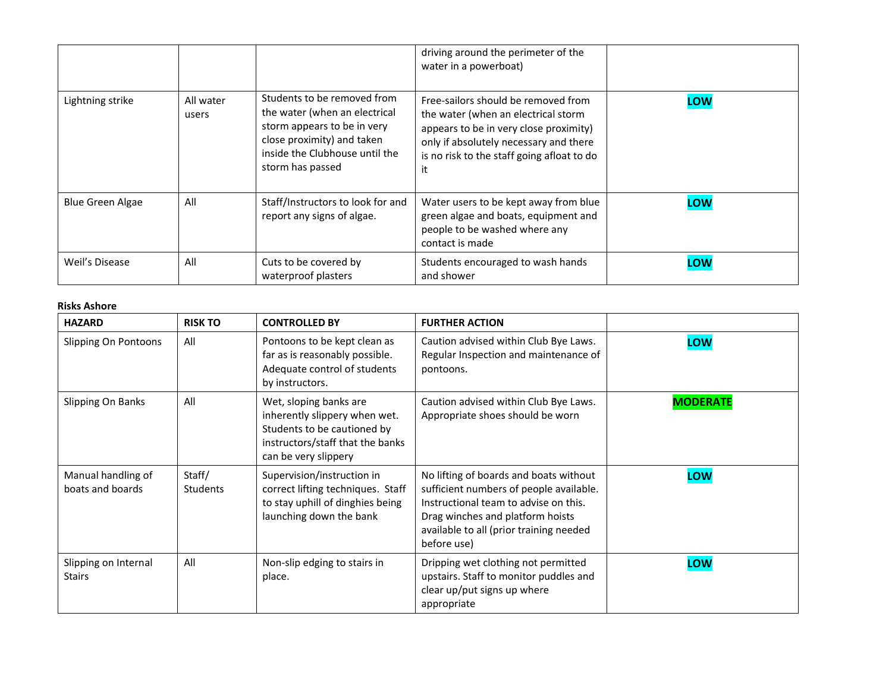| | | | | |
|---|---|---|---|---|
| | | | driving around the perimeter of the water in a powerboat) | |
| Lightning strike | All water users | Students to be removed from the water (when an electrical storm appears to be in very close proximity) and taken inside the Clubhouse until the storm has passed | Free-sailors should be removed from the water (when an electrical storm appears to be in very close proximity) only if absolutely necessary and there is no risk to the staff going afloat to do it | **LOW** |
| Blue Green Algae | All | Staff/Instructors to look for and report any signs of algae. | Water users to be kept away from blue green algae and boats, equipment and people to be washed where any contact is made | **LOW** |
| Weil's Disease | All | Cuts to be covered by waterproof plasters | Students encouraged to wash hands and shower | **LOW** |

**Risks Ashore**

| HAZARD | RISK TO | CONTROLLED BY | FURTHER ACTION | |
|---|---|---|---|---|
| Slipping On Pontoons | All | Pontoons to be kept clean as far as is reasonably possible. Adequate control of students by instructors. | Caution advised within Club Bye Laws. Regular Inspection and maintenance of pontoons. | **LOW** |
| Slipping On Banks | All | Wet, sloping banks are inherently slippery when wet. Students to be cautioned by instructors/staff that the banks can be very slippery | Caution advised within Club Bye Laws. Appropriate shoes should be worn | **MODERATE** |
| Manual handling of boats and boards | Staff/ Students | Supervision/instruction in correct lifting techniques. Staff to stay uphill of dinghies being launching down the bank | No lifting of boards and boats without sufficient numbers of people available. Instructional team to advise on this. Drag winches and platform hoists available to all (prior training needed before use) | **LOW** |
| Slipping on Internal Stairs | All | Non-slip edging to stairs in place. | Dripping wet clothing not permitted upstairs. Staff to monitor puddles and clear up/put signs up where appropriate | **LOW** |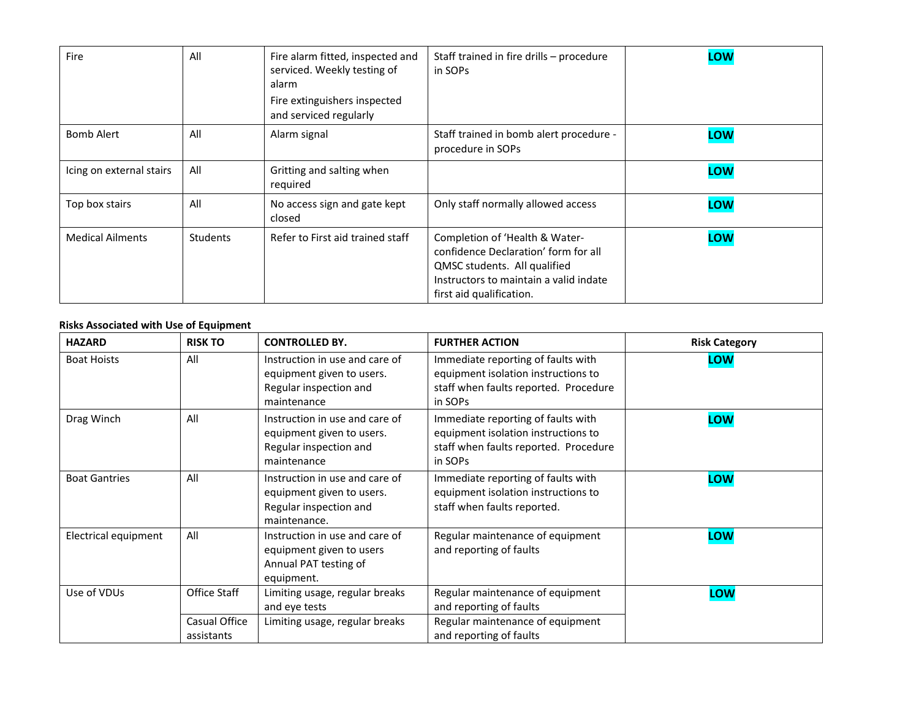| | | | | |
|---|---|---|---|---|
| Fire | All | Fire alarm fitted, inspected and serviced. Weekly testing of alarm<br>Fire extinguishers inspected and serviced regularly | Staff trained in fire drills – procedure in SOPs | **LOW** |
| Bomb Alert | All | Alarm signal | Staff trained in bomb alert procedure - procedure in SOPs | **LOW** |
| Icing on external stairs | All | Gritting and salting when required | | **LOW** |
| Top box stairs | All | No access sign and gate kept closed | Only staff normally allowed access | **LOW** |
| Medical Ailments | Students | Refer to First aid trained staff | Completion of 'Health & Water-confidence Declaration' form for all QMSC students. All qualified Instructors to maintain a valid indate first aid qualification. | **LOW** |

**Risks Associated with Use of Equipment**

| HAZARD | RISK TO | CONTROLLED BY. | FURTHER ACTION | Risk Category |
|---|---|---|---|---|
| Boat Hoists | All | Instruction in use and care of equipment given to users. Regular inspection and maintenance | Immediate reporting of faults with equipment isolation instructions to staff when faults reported. Procedure in SOPs | **LOW** |
| Drag Winch | All | Instruction in use and care of equipment given to users. Regular inspection and maintenance | Immediate reporting of faults with equipment isolation instructions to staff when faults reported. Procedure in SOPs | **LOW** |
| Boat Gantries | All | Instruction in use and care of equipment given to users. Regular inspection and maintenance. | Immediate reporting of faults with equipment isolation instructions to staff when faults reported. | **LOW** |
| Electrical equipment | All | Instruction in use and care of equipment given to users Annual PAT testing of equipment. | Regular maintenance of equipment and reporting of faults | **LOW** |
| Use of VDUs | Office Staff | Limiting usage, regular breaks and eye tests | Regular maintenance of equipment and reporting of faults | **LOW** |
| | Casual Office assistants | Limiting usage, regular breaks | Regular maintenance of equipment and reporting of faults | |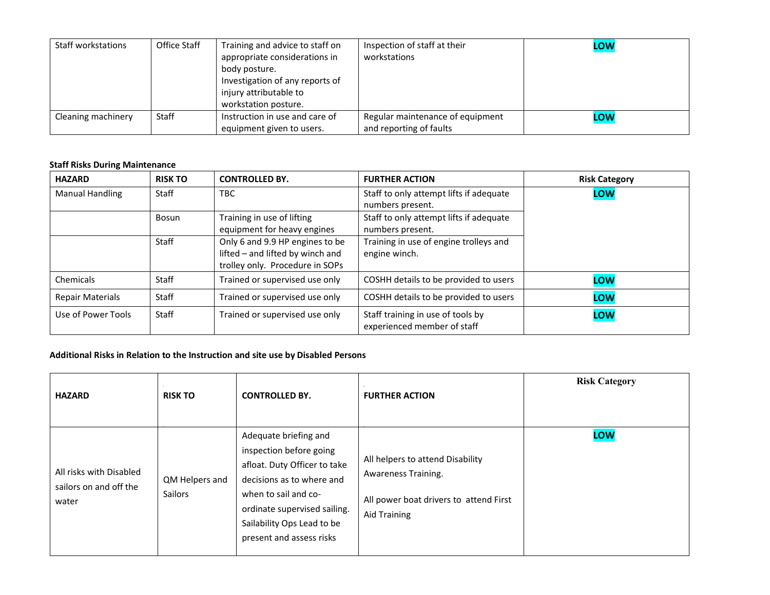| | | | | |
|---|---|---|---|---|
| Staff workstations | Office Staff | Training and advice to staff on appropriate considerations in body posture. Investigation of any reports of injury attributable to workstation posture. | Inspection of staff at their workstations | **LOW** |
| Cleaning machinery | Staff | Instruction in use and care of equipment given to users. | Regular maintenance of equipment and reporting of faults | **LOW** |

**Staff Risks During Maintenance**

| HAZARD | RISK TO | CONTROLLED BY. | FURTHER ACTION | Risk Category |
|---|---|---|---|---|
| Manual Handling | Staff | TBC | Staff to only attempt lifts if adequate numbers present. | **LOW** |
| | Bosun | Training in use of lifting equipment for heavy engines | Staff to only attempt lifts if adequate numbers present. | |
| | Staff | Only 6 and 9.9 HP engines to be lifted – and lifted by winch and trolley only. Procedure in SOPs | Training in use of engine trolleys and engine winch. | |
| Chemicals | Staff | Trained or supervised use only | COSHH details to be provided to users | **LOW** |
| Repair Materials | Staff | Trained or supervised use only | COSHH details to be provided to users | **LOW** |
| Use of Power Tools | Staff | Trained or supervised use only | Staff training in use of tools by experienced member of staff | **LOW** |

**Additional Risks in Relation to the Instruction and site use by Disabled Persons**

| HAZARD | RISK TO | CONTROLLED BY. | FURTHER ACTION | Risk Category |
|---|---|---|---|---|
| All risks with Disabled sailors on and off the water | QM Helpers and Sailors | Adequate briefing and inspection before going afloat. Duty Officer to take decisions as to where and when to sail and co-ordinate supervised sailing. Sailability Ops Lead to be present and assess risks | All helpers to attend Disability Awareness Training.<br><br>All power boat drivers to attend First Aid Training | **LOW** |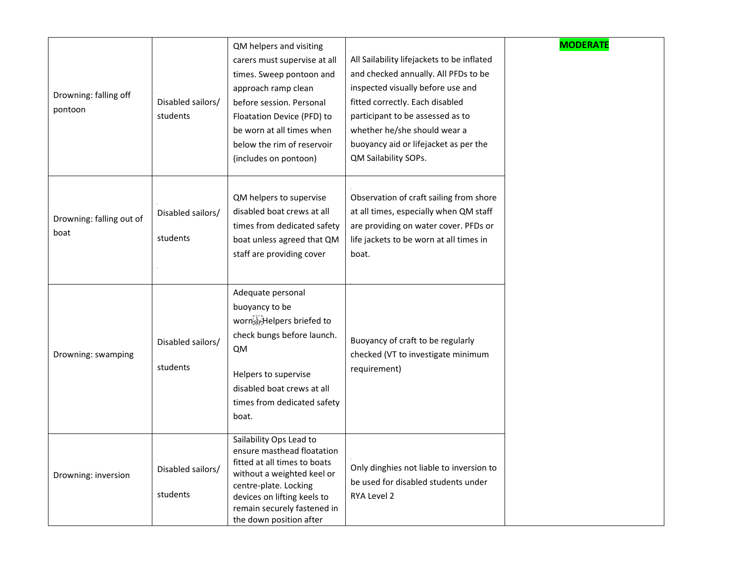| | | | | |
|---|---|---|---|---|
| Drowning: falling off pontoon | Disabled sailors/ students | QM helpers and visiting carers must supervise at all times. Sweep pontoon and approach ramp clean before session. Personal Floatation Device (PFD) to be worn at all times when below the rim of reservoir (includes on pontoon) | All Sailability lifejackets to be inflated and checked annually. All PFDs to be inspected visually before use and fitted correctly. Each disabled participant to be assessed as to whether he/she should wear a buoyancy aid or lifejacket as per the QM Sailability SOPs. | **MODERATE** |
| Drowning: falling out of boat | Disabled sailors/ students | QM helpers to supervise disabled boat crews at all times from dedicated safety boat unless agreed that QM staff are providing cover | Observation of craft sailing from shore at all times, especially when QM staff are providing on water cover. PFDs or life jackets to be worn at all times in boat. | |
| Drowning: swamping | Disabled sailors/ students | Adequate personal buoyancy to be worn Helpers briefed to check bungs before launch. QM Helpers to supervise disabled boat crews at all times from dedicated safety boat. | Buoyancy of craft to be regularly checked (VT to investigate minimum requirement) | |
| Drowning: inversion | Disabled sailors/ students | Sailability Ops Lead to ensure masthead floatation fitted at all times to boats without a weighted keel or centre-plate. Locking devices on lifting keels to remain securely fastened in the down position after | Only dinghies not liable to inversion to be used for disabled students under RYA Level 2 | |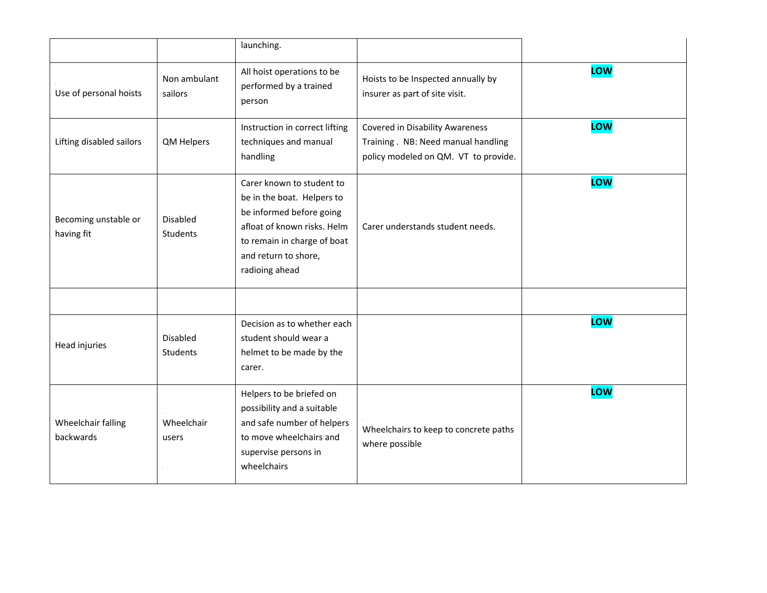| | | | | |
|---|---|---|---|---|
| | | launching. | | |
| Use of personal hoists | Non ambulant sailors | All hoist operations to be performed by a trained person | Hoists to be Inspected annually by insurer as part of site visit. | **LOW** |
| Lifting disabled sailors | QM Helpers | Instruction in correct lifting techniques and manual handling | Covered in Disability Awareness Training . NB: Need manual handling policy modeled on QM. VT to provide. | **LOW** |
| Becoming unstable or having fit | Disabled Students | Carer known to student to be in the boat. Helpers to be informed before going afloat of known risks. Helm to remain in charge of boat and return to shore, radioing ahead | Carer understands student needs. | **LOW** |
| | | | | |
| Head injuries | Disabled Students | Decision as to whether each student should wear a helmet to be made by the carer. | | **LOW** |
| Wheelchair falling backwards | Wheelchair users | Helpers to be briefed on possibility and a suitable and safe number of helpers to move wheelchairs and supervise persons in wheelchairs | Wheelchairs to keep to concrete paths where possible | **LOW** |